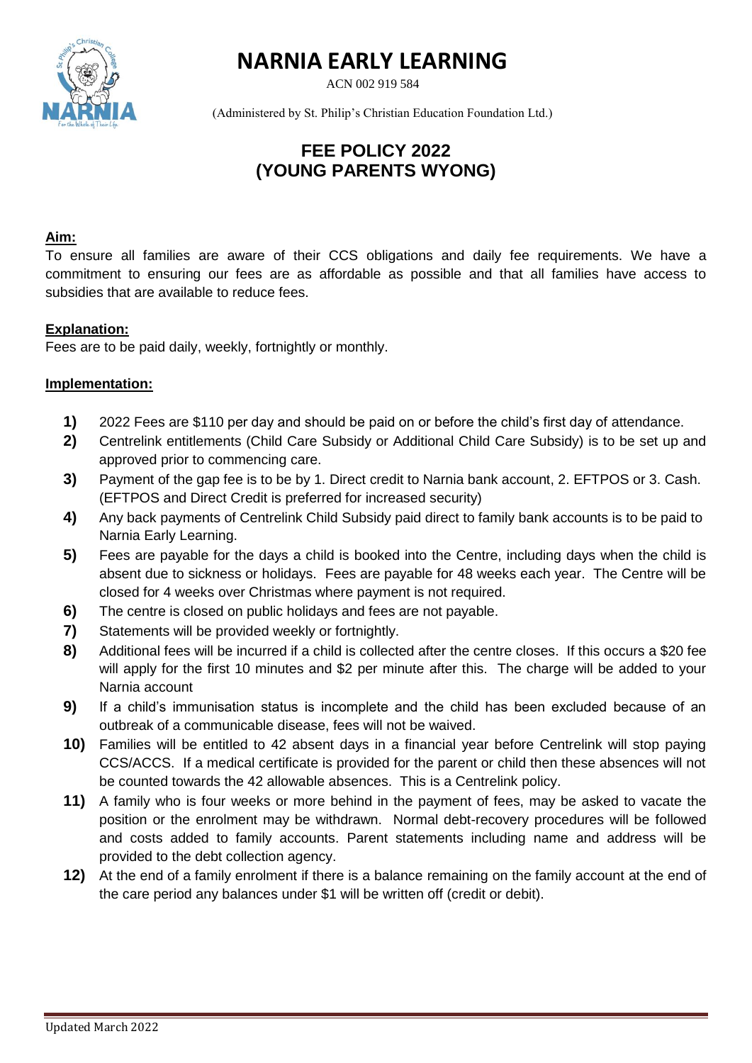# NARNIA EARLY LEARNING

ACN 002 919 584

(Administered by St. Philip's Christian Education Foundation Ltd.)

## FEE POLICY 2022
## (YOUNG PARENTS WYONG)

**Aim:**

To ensure all families are aware of their CCS obligations and daily fee requirements. We have a commitment to ensuring our fees are as affordable as possible and that all families have access to subsidies that are available to reduce fees.

**Explanation:**

Fees are to be paid daily, weekly, fortnightly or monthly.

**Implementation:**

1) 2022 Fees are $110 per day and should be paid on or before the child's first day of attendance.
2) Centrelink entitlements (Child Care Subsidy or Additional Child Care Subsidy) is to be set up and approved prior to commencing care.
3) Payment of the gap fee is to be by 1. Direct credit to Narnia bank account, 2. EFTPOS or 3. Cash. (EFTPOS and Direct Credit is preferred for increased security)
4) Any back payments of Centrelink Child Subsidy paid direct to family bank accounts is to be paid to Narnia Early Learning.
5) Fees are payable for the days a child is booked into the Centre, including days when the child is absent due to sickness or holidays. Fees are payable for 48 weeks each year. The Centre will be closed for 4 weeks over Christmas where payment is not required.
6) The centre is closed on public holidays and fees are not payable.
7) Statements will be provided weekly or fortnightly.
8) Additional fees will be incurred if a child is collected after the centre closes. If this occurs a $20 fee will apply for the first 10 minutes and $2 per minute after this. The charge will be added to your Narnia account
9) If a child's immunisation status is incomplete and the child has been excluded because of an outbreak of a communicable disease, fees will not be waived.
10) Families will be entitled to 42 absent days in a financial year before Centrelink will stop paying CCS/ACCS. If a medical certificate is provided for the parent or child then these absences will not be counted towards the 42 allowable absences. This is a Centrelink policy.
11) A family who is four weeks or more behind in the payment of fees, may be asked to vacate the position or the enrolment may be withdrawn. Normal debt-recovery procedures will be followed and costs added to family accounts. Parent statements including name and address will be provided to the debt collection agency.
12) At the end of a family enrolment if there is a balance remaining on the family account at the end of the care period any balances under $1 will be written off (credit or debit).

Updated March 2022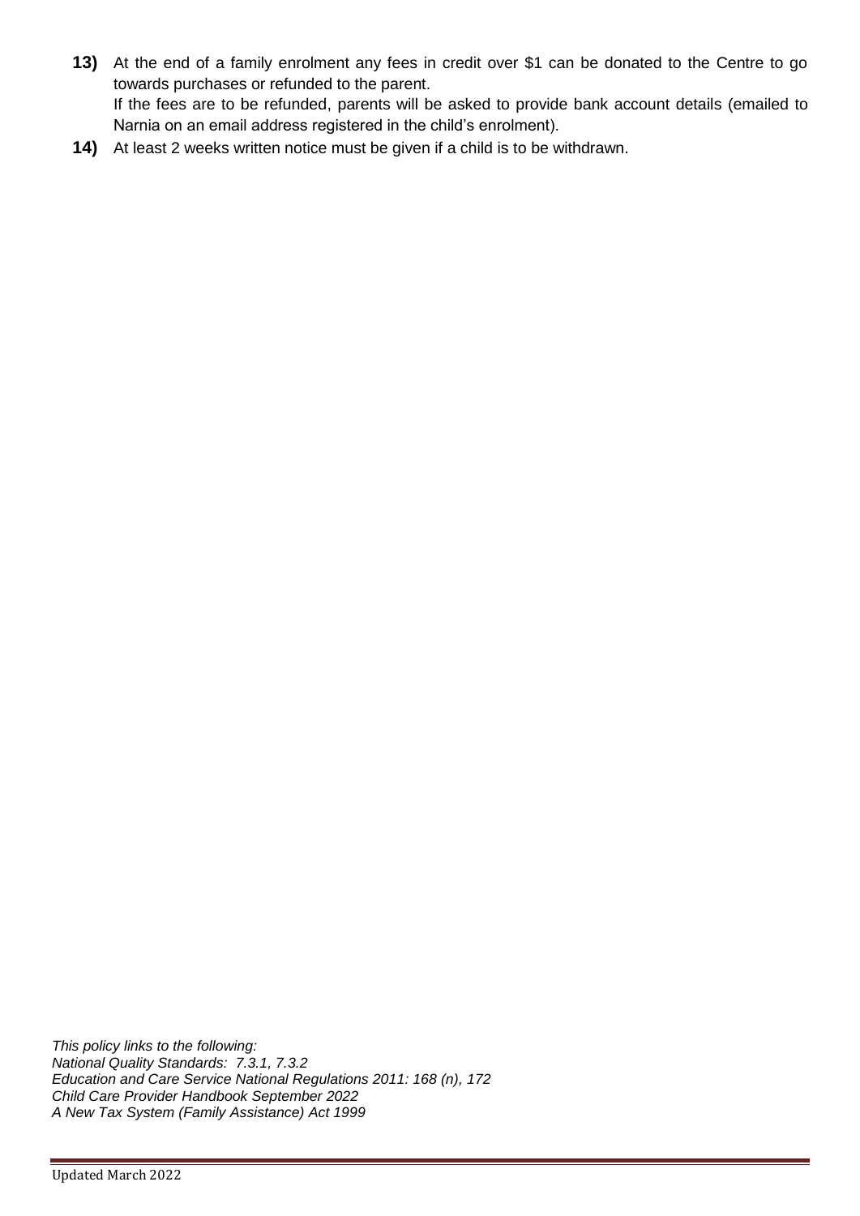**13)** At the end of a family enrolment any fees in credit over $1 can be donated to the Centre to go towards purchases or refunded to the parent.
If the fees are to be refunded, parents will be asked to provide bank account details (emailed to Narnia on an email address registered in the child's enrolment).

**14)** At least 2 weeks written notice must be given if a child is to be withdrawn.

*This policy links to the following:*
*National Quality Standards: 7.3.1, 7.3.2*
*Education and Care Service National Regulations 2011: 168 (n), 172*
*Child Care Provider Handbook September 2022*
*A New Tax System (Family Assistance) Act 1999*

Updated March 2022